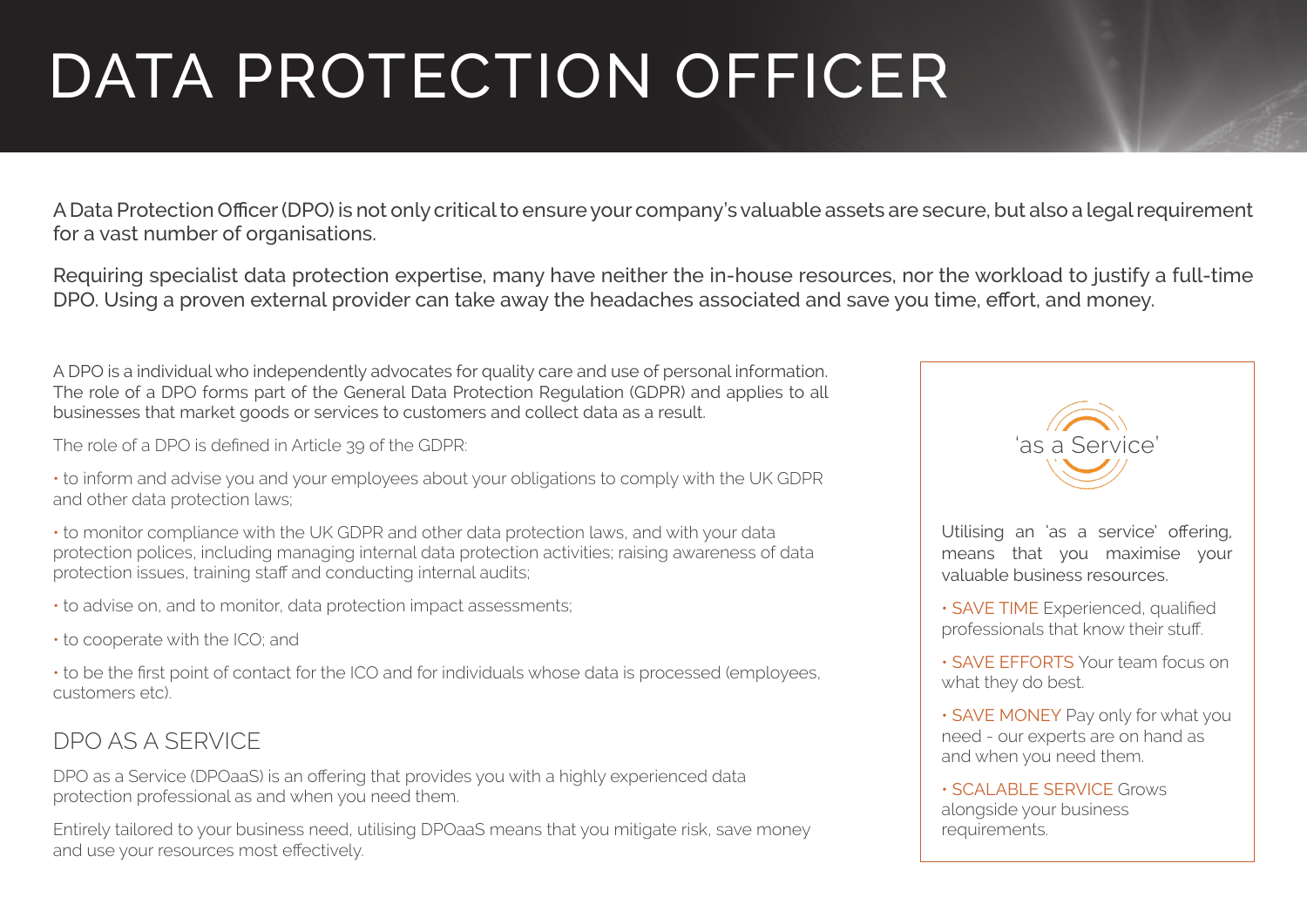# DATA PROTECTION OFFICER

A Data Protection Officer (DPO) is not only critical to ensure your company's valuable assets are secure, but also a legal requirement for a vast number of organisations.

Requiring specialist data protection expertise, many have neither the in-house resources, nor the workload to justify a full-time DPO. Using a proven external provider can take away the headaches associated and save you time, effort, and money.

A DPO is a individual who independently advocates for quality care and use of personal information. The role of a DPO forms part of the General Data Protection Regulation (GDPR) and applies to all businesses that market goods or services to customers and collect data as a result.

The role of a DPO is defined in Article 39 of the GDPR:

- to inform and advise you and your employees about your obligations to comply with the UK GDPR and other data protection laws;
- to monitor compliance with the UK GDPR and other data protection laws, and with your data protection polices, including managing internal data protection activities; raising awareness of data protection issues, training staff and conducting internal audits;
- to advise on, and to monitor, data protection impact assessments;
- to cooperate with the ICO; and
- to be the first point of contact for the ICO and for individuals whose data is processed (employees, customers etc).

## DPO AS A SERVICE

DPO as a Service (DPOaaS) is an offering that provides you with a highly experienced data protection professional as and when you need them.

Entirely tailored to your business need, utilising DPOaaS means that you mitigate risk, save money and use your resources most effectively.

'as a Service'

Utilising an 'as a service' offering, means that you maximise your valuable business resources.

- SAVE TIME Experienced, qualified professionals that know their stuff.
- SAVE EFFORTS Your team focus on what they do best.
- SAVE MONEY Pay only for what you need - our experts are on hand as and when you need them.
- SCALABLE SERVICE Grows alongside your business requirements.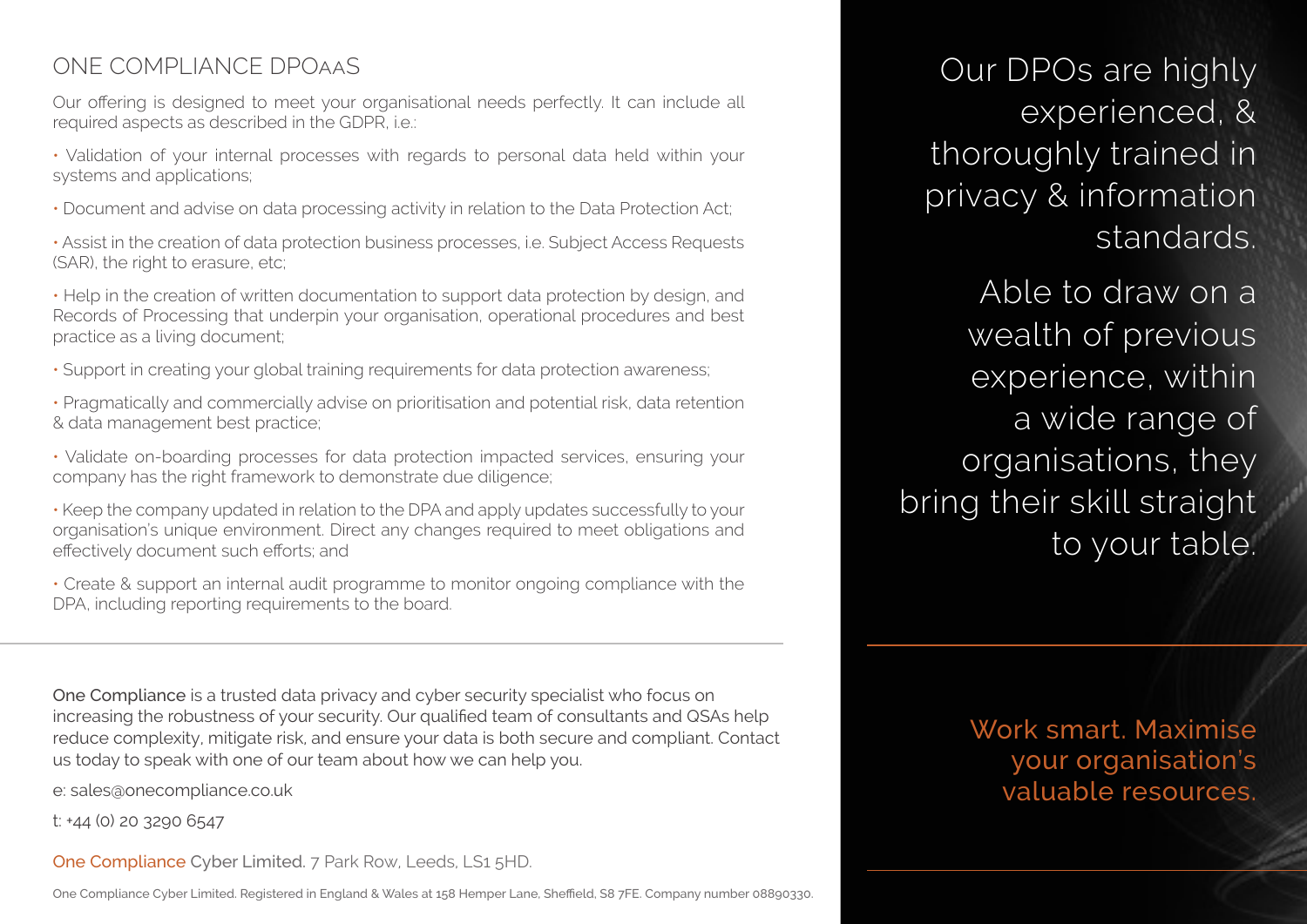## ONE COMPLIANCE DPOaaS

Our offering is designed to meet your organisational needs perfectly. It can include all required aspects as described in the GDPR, i.e.:

- Validation of your internal processes with regards to personal data held within your systems and applications;
- Document and advise on data processing activity in relation to the Data Protection Act;
- Assist in the creation of data protection business processes, i.e. Subject Access Requests (SAR), the right to erasure, etc;
- Help in the creation of written documentation to support data protection by design, and Records of Processing that underpin your organisation, operational procedures and best practice as a living document;
- Support in creating your global training requirements for data protection awareness;
- Pragmatically and commercially advise on prioritisation and potential risk, data retention & data management best practice;
- Validate on-boarding processes for data protection impacted services, ensuring your company has the right framework to demonstrate due diligence;
- Keep the company updated in relation to the DPA and apply updates successfully to your organisation's unique environment. Direct any changes required to meet obligations and effectively document such efforts; and
- Create & support an internal audit programme to monitor ongoing compliance with the DPA, including reporting requirements to the board.

Our DPOs are highly experienced, & thoroughly trained in privacy & information standards.

Able to draw on a wealth of previous experience, within a wide range of organisations, they bring their skill straight to your table.

Work smart. Maximise your organisation's valuable resources.

---

One Compliance is a trusted data privacy and cyber security specialist who focus on increasing the robustness of your security. Our qualified team of consultants and QSAs help reduce complexity, mitigate risk, and ensure your data is both secure and compliant. Contact us today to speak with one of our team about how we can help you.

e: sales@onecompliance.co.uk

t: +44 (0) 20 3290 6547

One Compliance Cyber Limited. 7 Park Row, Leeds, LS1 5HD.

One Compliance Cyber Limited. Registered in England & Wales at 158 Hemper Lane, Sheffield, S8 7FE. Company number 08890330.